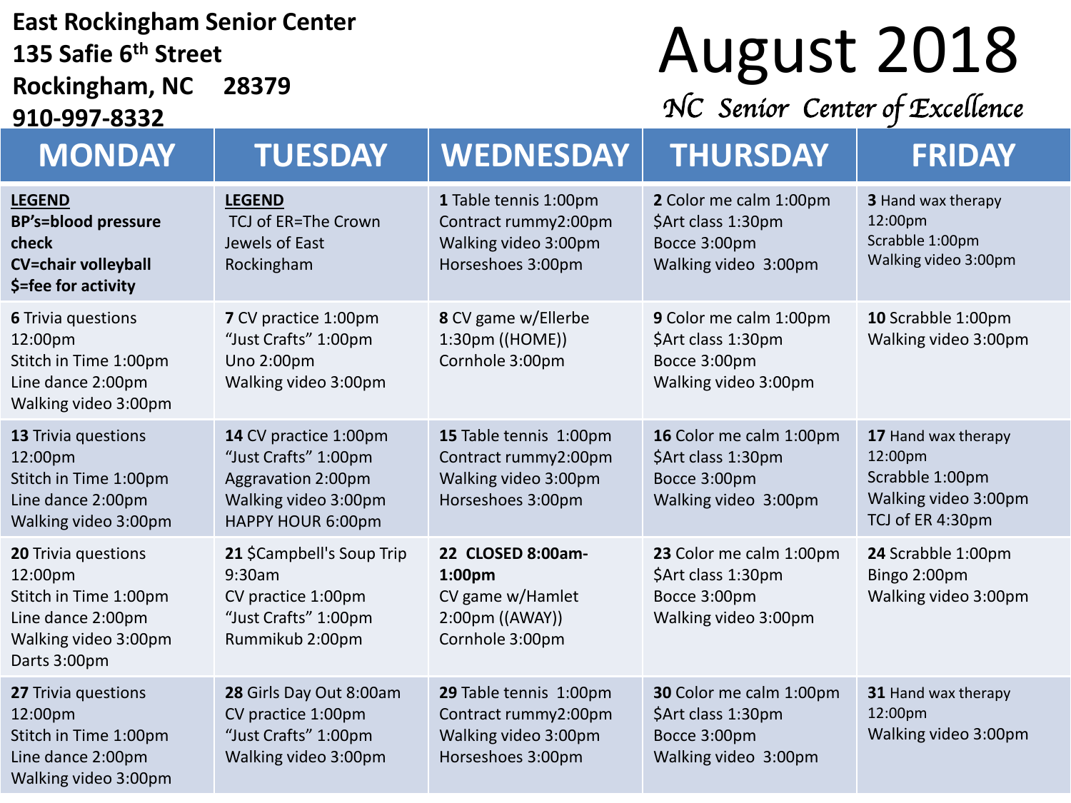**East Rockingham Senior Center**
**135 Safie 6th Street**
**Rockingham, NC 28379**
**910-997-8332**

# August 2018

*NC Senior Center of Excellence*

| MONDAY | TUESDAY | WEDNESDAY | THURSDAY | FRIDAY |
|---|---|---|---|---|
| **LEGEND**<br>**BP's=blood pressure check**<br>**CV=chair volleyball**<br>**$=fee for activity** | **LEGEND**<br>TCJ of ER=The Crown Jewels of East Rockingham | **1** Table tennis 1:00pm<br>Contract rummy2:00pm<br>Walking video 3:00pm<br>Horseshoes 3:00pm | **2** Color me calm 1:00pm<br>$Art class 1:30pm<br>Bocce 3:00pm<br>Walking video 3:00pm | **3** Hand wax therapy 12:00pm<br>Scrabble 1:00pm<br>Walking video 3:00pm |
| **6** Trivia questions 12:00pm<br>Stitch in Time 1:00pm<br>Line dance 2:00pm<br>Walking video 3:00pm | **7** CV practice 1:00pm<br>"Just Crafts" 1:00pm<br>Uno 2:00pm<br>Walking video 3:00pm | **8** CV game w/Ellerbe 1:30pm ((HOME))<br>Cornhole 3:00pm | **9** Color me calm 1:00pm<br>$Art class 1:30pm<br>Bocce 3:00pm<br>Walking video 3:00pm | **10** Scrabble 1:00pm<br>Walking video 3:00pm |
| **13** Trivia questions 12:00pm<br>Stitch in Time 1:00pm<br>Line dance 2:00pm<br>Walking video 3:00pm | **14** CV practice 1:00pm<br>"Just Crafts" 1:00pm<br>Aggravation 2:00pm<br>Walking video 3:00pm<br>HAPPY HOUR 6:00pm | **15** Table tennis 1:00pm<br>Contract rummy2:00pm<br>Walking video 3:00pm<br>Horseshoes 3:00pm | **16** Color me calm 1:00pm<br>$Art class 1:30pm<br>Bocce 3:00pm<br>Walking video 3:00pm | **17** Hand wax therapy 12:00pm<br>Scrabble 1:00pm<br>Walking video 3:00pm<br>TCJ of ER 4:30pm |
| **20** Trivia questions 12:00pm<br>Stitch in Time 1:00pm<br>Line dance 2:00pm<br>Walking video 3:00pm<br>Darts 3:00pm | **21** $Campbell's Soup Trip 9:30am<br>CV practice 1:00pm<br>"Just Crafts" 1:00pm<br>Rummikub 2:00pm | **22 CLOSED 8:00am-1:00pm**<br>CV game w/Hamlet 2:00pm ((AWAY))<br>Cornhole 3:00pm | **23** Color me calm 1:00pm<br>$Art class 1:30pm<br>Bocce 3:00pm<br>Walking video 3:00pm | **24** Scrabble 1:00pm<br>Bingo 2:00pm<br>Walking video 3:00pm |
| **27** Trivia questions 12:00pm<br>Stitch in Time 1:00pm<br>Line dance 2:00pm<br>Walking video 3:00pm | **28** Girls Day Out 8:00am<br>CV practice 1:00pm<br>"Just Crafts" 1:00pm<br>Walking video 3:00pm | **29** Table tennis 1:00pm<br>Contract rummy2:00pm<br>Walking video 3:00pm<br>Horseshoes 3:00pm | **30** Color me calm 1:00pm<br>$Art class 1:30pm<br>Bocce 3:00pm<br>Walking video 3:00pm | **31** Hand wax therapy 12:00pm<br>Walking video 3:00pm |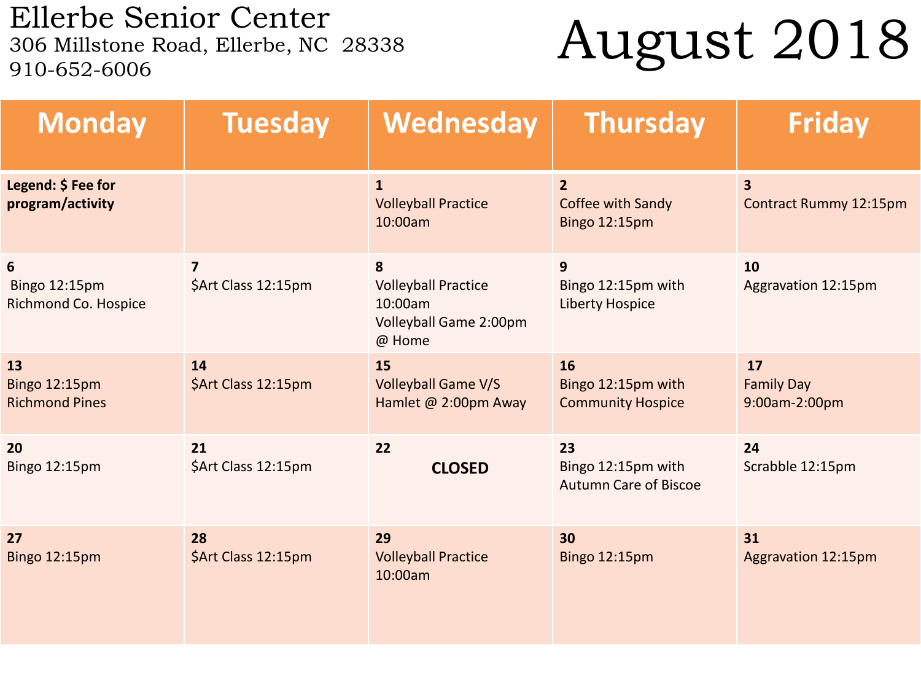# Ellerbe Senior Center

306 Millstone Road, Ellerbe, NC 28338
910-652-6006

# August 2018

| Monday | Tuesday | Wednesday | Thursday | Friday |
|---|---|---|---|---|
| **Legend: $ Fee for program/activity** | | **1** Volleyball Practice 10:00am | **2** Coffee with Sandy Bingo 12:15pm | **3** Contract Rummy 12:15pm |
| **6** Bingo 12:15pm Richmond Co. Hospice | **7** $Art Class 12:15pm | **8** Volleyball Practice 10:00am Volleyball Game 2:00pm @ Home | **9** Bingo 12:15pm with Liberty Hospice | **10** Aggravation 12:15pm |
| **13** Bingo 12:15pm Richmond Pines | **14** $Art Class 12:15pm | **15** Volleyball Game V/S Hamlet @ 2:00pm Away | **16** Bingo 12:15pm with Community Hospice | **17** Family Day 9:00am-2:00pm |
| **20** Bingo 12:15pm | **21** $Art Class 12:15pm | **22** **CLOSED** | **23** Bingo 12:15pm with Autumn Care of Biscoe | **24** Scrabble 12:15pm |
| **27** Bingo 12:15pm | **28** $Art Class 12:15pm | **29** Volleyball Practice 10:00am | **30** Bingo 12:15pm | **31** Aggravation 12:15pm |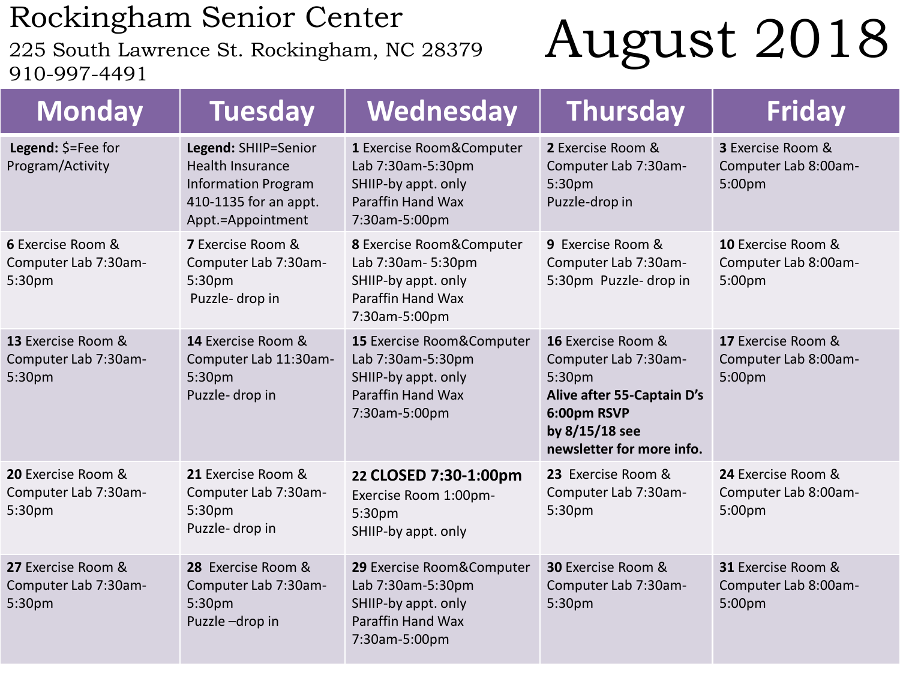# Rockingham Senior Center

225 South Lawrence St. Rockingham, NC 28379
910-997-4491

# August 2018

| Monday | Tuesday | Wednesday | Thursday | Friday |
|---|---|---|---|---|
| **Legend:** $=Fee for Program/Activity | **Legend:** SHIIP=Senior Health Insurance Information Program 410-1135 for an appt. Appt.=Appointment | **1** Exercise Room&Computer Lab 7:30am-5:30pm SHIIP-by appt. only Paraffin Hand Wax 7:30am-5:00pm | **2** Exercise Room & Computer Lab 7:30am-5:30pm Puzzle-drop in | **3** Exercise Room & Computer Lab 8:00am-5:00pm |
| **6** Exercise Room & Computer Lab 7:30am-5:30pm | **7** Exercise Room & Computer Lab 7:30am-5:30pm Puzzle- drop in | **8** Exercise Room&Computer Lab 7:30am- 5:30pm SHIIP-by appt. only Paraffin Hand Wax 7:30am-5:00pm | **9** Exercise Room & Computer Lab 7:30am-5:30pm Puzzle- drop in | **10** Exercise Room & Computer Lab 8:00am-5:00pm |
| **13** Exercise Room & Computer Lab 7:30am-5:30pm | **14** Exercise Room & Computer Lab 11:30am-5:30pm Puzzle- drop in | **15** Exercise Room&Computer Lab 7:30am-5:30pm SHIIP-by appt. only Paraffin Hand Wax 7:30am-5:00pm | **16** Exercise Room & Computer Lab 7:30am-5:30pm **Alive after 55-Captain D's 6:00pm RSVP by 8/15/18 see newsletter for more info.** | **17** Exercise Room & Computer Lab 8:00am-5:00pm |
| **20** Exercise Room & Computer Lab 7:30am-5:30pm | **21** Exercise Room & Computer Lab 7:30am-5:30pm Puzzle- drop in | **22 CLOSED 7:30-1:00pm** Exercise Room 1:00pm-5:30pm SHIIP-by appt. only | **23** Exercise Room & Computer Lab 7:30am-5:30pm | **24** Exercise Room & Computer Lab 8:00am-5:00pm |
| **27** Exercise Room & Computer Lab 7:30am-5:30pm | **28** Exercise Room & Computer Lab 7:30am-5:30pm Puzzle –drop in | **29** Exercise Room&Computer Lab 7:30am-5:30pm SHIIP-by appt. only Paraffin Hand Wax 7:30am-5:00pm | **30** Exercise Room & Computer Lab 7:30am-5:30pm | **31** Exercise Room & Computer Lab 8:00am-5:00pm |